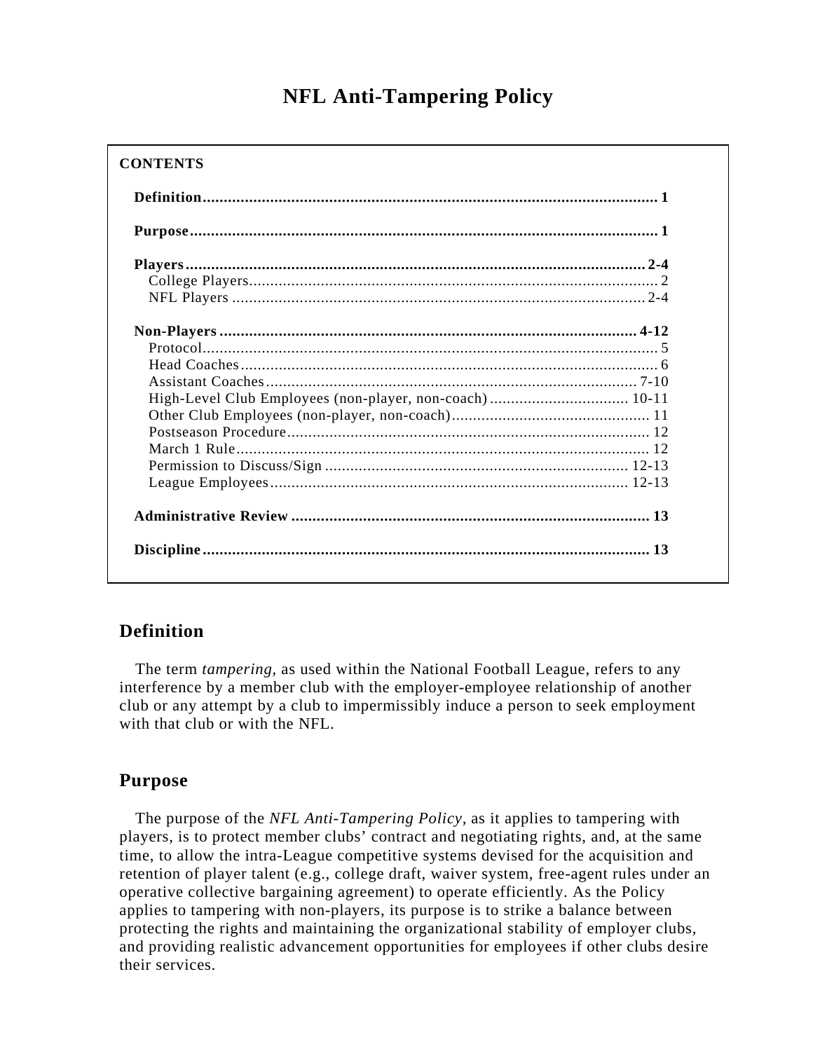# NFL Anti-Tampering Policy

**CONTENTS**

| | |
|---|---|
| **Definition** | **1** |
| **Purpose** | **1** |
| **Players** | **2-4** |
| College Players | 2 |
| NFL Players | 2-4 |
| **Non-Players** | **4-12** |
| Protocol | 5 |
| Head Coaches | 6 |
| Assistant Coaches | 7-10 |
| High-Level Club Employees (non-player, non-coach) | 10-11 |
| Other Club Employees (non-player, non-coach) | 11 |
| Postseason Procedure | 12 |
| March 1 Rule | 12 |
| Permission to Discuss/Sign | 12-13 |
| League Employees | 12-13 |
| **Administrative Review** | **13** |
| **Discipline** | **13** |

## Definition

The term *tampering*, as used within the National Football League, refers to any interference by a member club with the employer-employee relationship of another club or any attempt by a club to impermissibly induce a person to seek employment with that club or with the NFL.

## Purpose

The purpose of the *NFL Anti-Tampering Policy*, as it applies to tampering with players, is to protect member clubs' contract and negotiating rights, and, at the same time, to allow the intra-League competitive systems devised for the acquisition and retention of player talent (e.g., college draft, waiver system, free-agent rules under an operative collective bargaining agreement) to operate efficiently. As the Policy applies to tampering with non-players, its purpose is to strike a balance between protecting the rights and maintaining the organizational stability of employer clubs, and providing realistic advancement opportunities for employees if other clubs desire their services.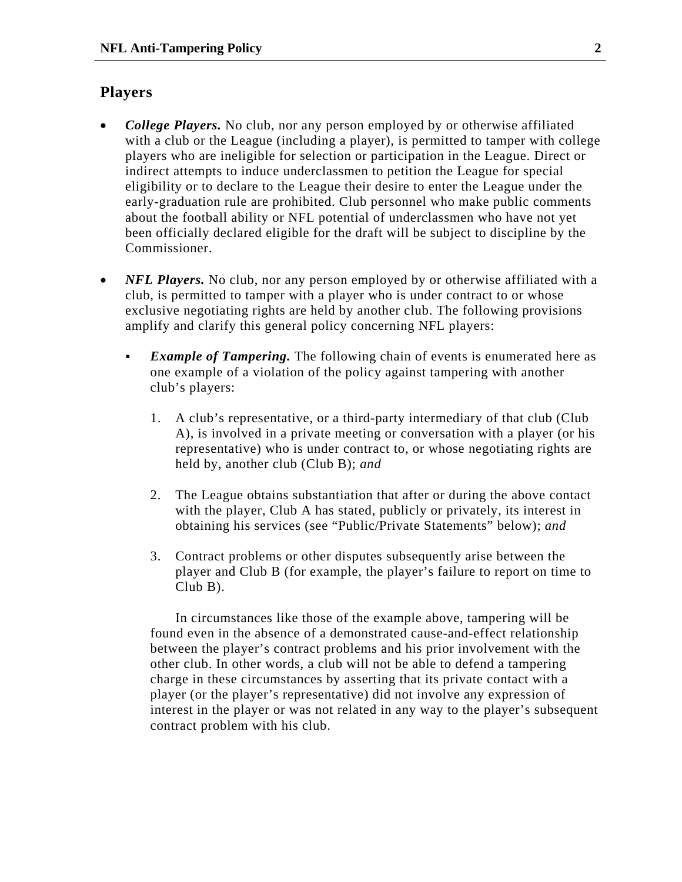## Players

- ***College Players.*** No club, nor any person employed by or otherwise affiliated with a club or the League (including a player), is permitted to tamper with college players who are ineligible for selection or participation in the League. Direct or indirect attempts to induce underclassmen to petition the League for special eligibility or to declare to the League their desire to enter the League under the early-graduation rule are prohibited. Club personnel who make public comments about the football ability or NFL potential of underclassmen who have not yet been officially declared eligible for the draft will be subject to discipline by the Commissioner.

- ***NFL Players.*** No club, nor any person employed by or otherwise affiliated with a club, is permitted to tamper with a player who is under contract to or whose exclusive negotiating rights are held by another club. The following provisions amplify and clarify this general policy concerning NFL players:

  - ***Example of Tampering.*** The following chain of events is enumerated here as one example of a violation of the policy against tampering with another club's players:

    1. A club's representative, or a third-party intermediary of that club (Club A), is involved in a private meeting or conversation with a player (or his representative) who is under contract to, or whose negotiating rights are held by, another club (Club B); *and*

    2. The League obtains substantiation that after or during the above contact with the player, Club A has stated, publicly or privately, its interest in obtaining his services (see "Public/Private Statements" below); *and*

    3. Contract problems or other disputes subsequently arise between the player and Club B (for example, the player's failure to report on time to Club B).

    In circumstances like those of the example above, tampering will be found even in the absence of a demonstrated cause-and-effect relationship between the player's contract problems and his prior involvement with the other club. In other words, a club will not be able to defend a tampering charge in these circumstances by asserting that its private contact with a player (or the player's representative) did not involve any expression of interest in the player or was not related in any way to the player's subsequent contract problem with his club.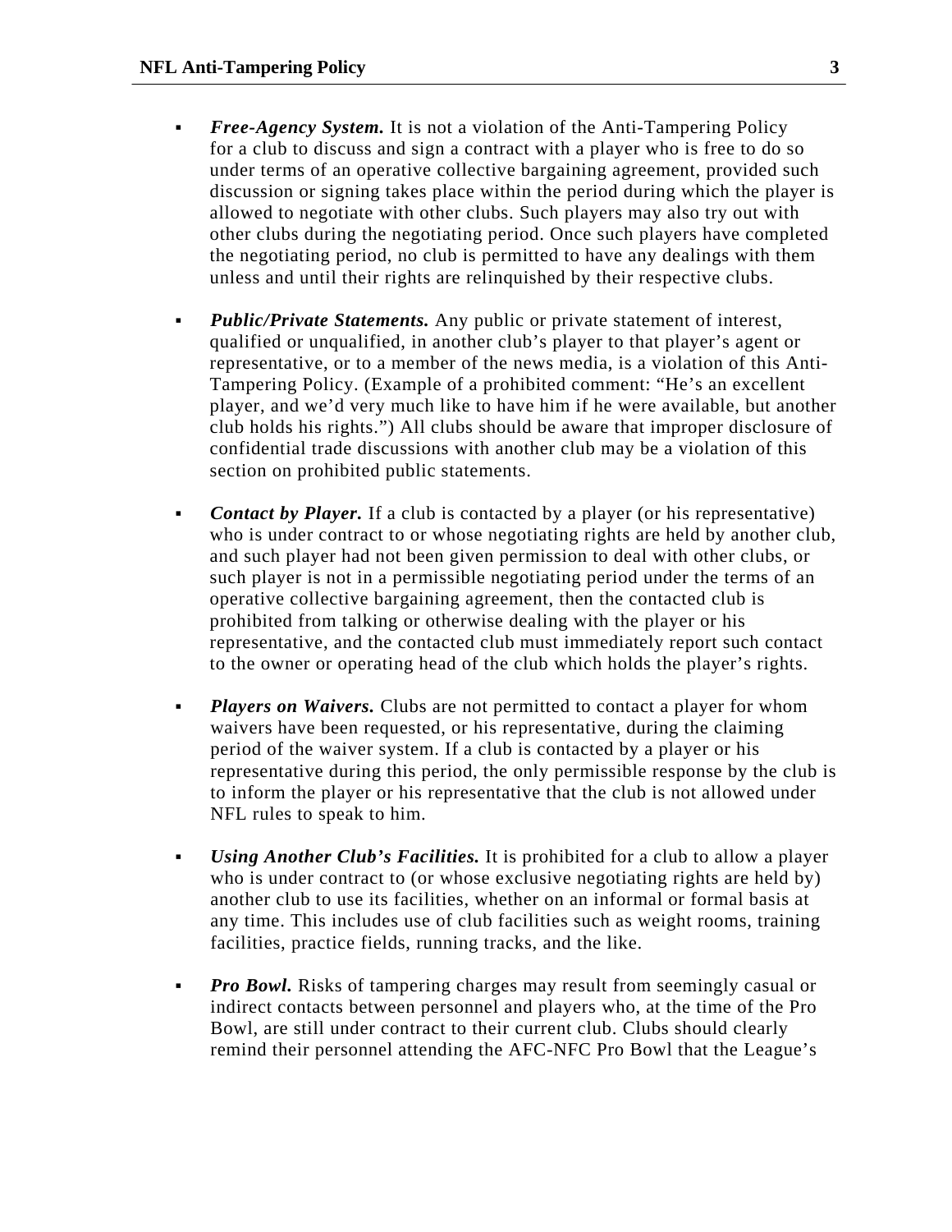- ***Free-Agency System.*** It is not a violation of the Anti-Tampering Policy for a club to discuss and sign a contract with a player who is free to do so under terms of an operative collective bargaining agreement, provided such discussion or signing takes place within the period during which the player is allowed to negotiate with other clubs. Such players may also try out with other clubs during the negotiating period. Once such players have completed the negotiating period, no club is permitted to have any dealings with them unless and until their rights are relinquished by their respective clubs.

- ***Public/Private Statements.*** Any public or private statement of interest, qualified or unqualified, in another club's player to that player's agent or representative, or to a member of the news media, is a violation of this Anti-Tampering Policy. (Example of a prohibited comment: "He's an excellent player, and we'd very much like to have him if he were available, but another club holds his rights.") All clubs should be aware that improper disclosure of confidential trade discussions with another club may be a violation of this section on prohibited public statements.

- ***Contact by Player.*** If a club is contacted by a player (or his representative) who is under contract to or whose negotiating rights are held by another club, and such player had not been given permission to deal with other clubs, or such player is not in a permissible negotiating period under the terms of an operative collective bargaining agreement, then the contacted club is prohibited from talking or otherwise dealing with the player or his representative, and the contacted club must immediately report such contact to the owner or operating head of the club which holds the player's rights.

- ***Players on Waivers.*** Clubs are not permitted to contact a player for whom waivers have been requested, or his representative, during the claiming period of the waiver system. If a club is contacted by a player or his representative during this period, the only permissible response by the club is to inform the player or his representative that the club is not allowed under NFL rules to speak to him.

- ***Using Another Club's Facilities.*** It is prohibited for a club to allow a player who is under contract to (or whose exclusive negotiating rights are held by) another club to use its facilities, whether on an informal or formal basis at any time. This includes use of club facilities such as weight rooms, training facilities, practice fields, running tracks, and the like.

- ***Pro Bowl.*** Risks of tampering charges may result from seemingly casual or indirect contacts between personnel and players who, at the time of the Pro Bowl, are still under contract to their current club. Clubs should clearly remind their personnel attending the AFC-NFC Pro Bowl that the League's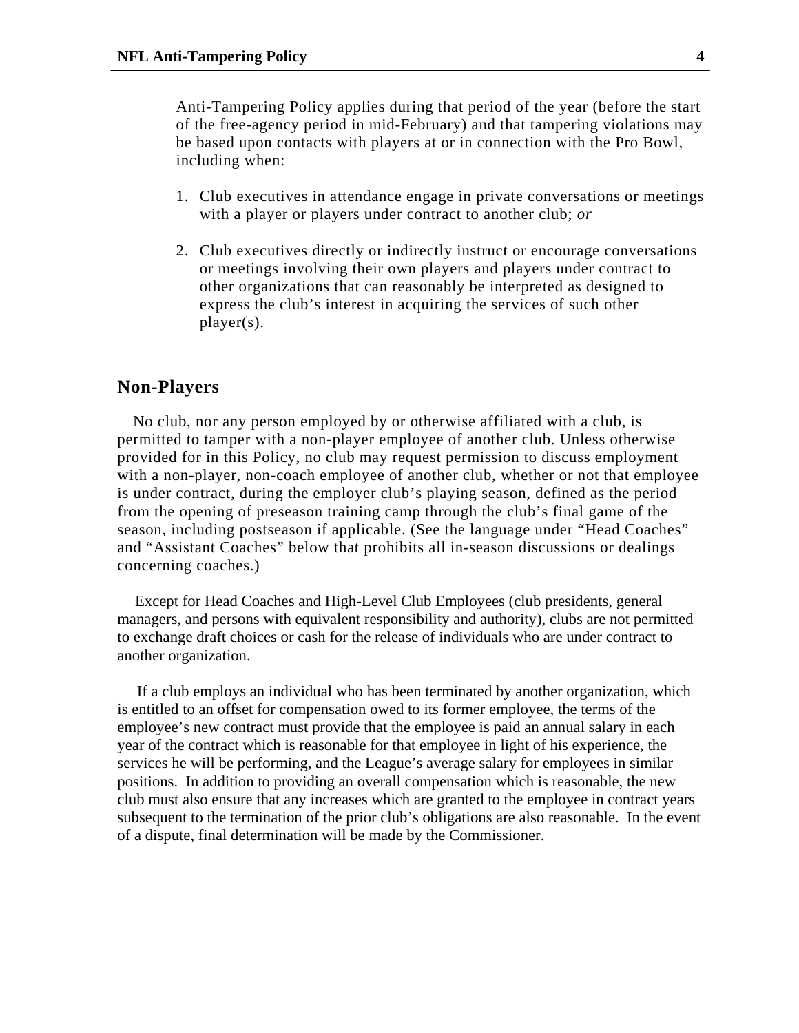Anti-Tampering Policy applies during that period of the year (before the start of the free-agency period in mid-February) and that tampering violations may be based upon contacts with players at or in connection with the Pro Bowl, including when:

1. Club executives in attendance engage in private conversations or meetings with a player or players under contract to another club; *or*

2. Club executives directly or indirectly instruct or encourage conversations or meetings involving their own players and players under contract to other organizations that can reasonably be interpreted as designed to express the club's interest in acquiring the services of such other player(s).

## Non-Players

No club, nor any person employed by or otherwise affiliated with a club, is permitted to tamper with a non-player employee of another club. Unless otherwise provided for in this Policy, no club may request permission to discuss employment with a non-player, non-coach employee of another club, whether or not that employee is under contract, during the employer club's playing season, defined as the period from the opening of preseason training camp through the club's final game of the season, including postseason if applicable. (See the language under "Head Coaches" and "Assistant Coaches" below that prohibits all in-season discussions or dealings concerning coaches.)

Except for Head Coaches and High-Level Club Employees (club presidents, general managers, and persons with equivalent responsibility and authority), clubs are not permitted to exchange draft choices or cash for the release of individuals who are under contract to another organization.

If a club employs an individual who has been terminated by another organization, which is entitled to an offset for compensation owed to its former employee, the terms of the employee's new contract must provide that the employee is paid an annual salary in each year of the contract which is reasonable for that employee in light of his experience, the services he will be performing, and the League's average salary for employees in similar positions. In addition to providing an overall compensation which is reasonable, the new club must also ensure that any increases which are granted to the employee in contract years subsequent to the termination of the prior club's obligations are also reasonable. In the event of a dispute, final determination will be made by the Commissioner.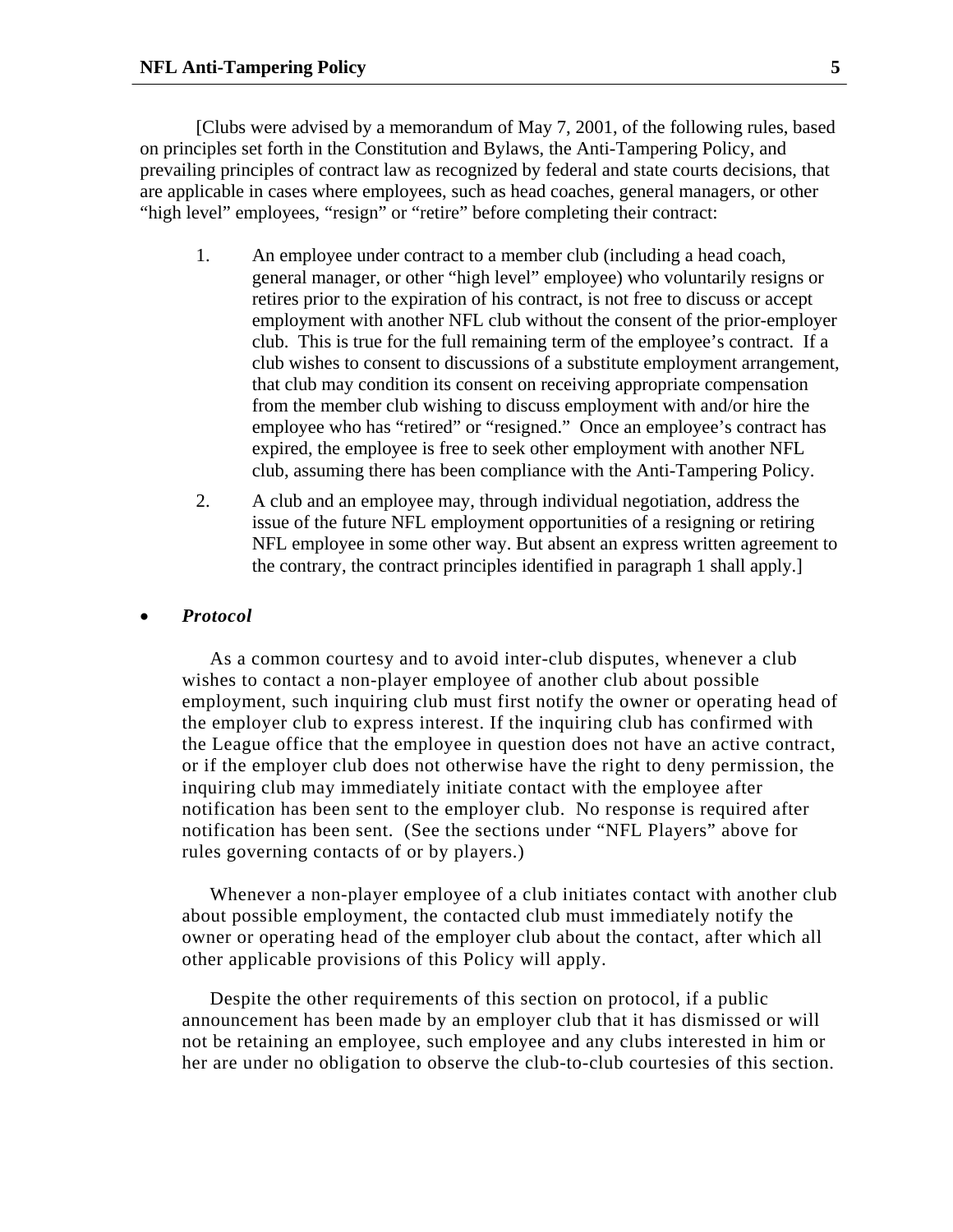[Clubs were advised by a memorandum of May 7, 2001, of the following rules, based on principles set forth in the Constitution and Bylaws, the Anti-Tampering Policy, and prevailing principles of contract law as recognized by federal and state courts decisions, that are applicable in cases where employees, such as head coaches, general managers, or other "high level" employees, "resign" or "retire" before completing their contract:

1. An employee under contract to a member club (including a head coach, general manager, or other "high level" employee) who voluntarily resigns or retires prior to the expiration of his contract, is not free to discuss or accept employment with another NFL club without the consent of the prior-employer club. This is true for the full remaining term of the employee's contract. If a club wishes to consent to discussions of a substitute employment arrangement, that club may condition its consent on receiving appropriate compensation from the member club wishing to discuss employment with and/or hire the employee who has "retired" or "resigned." Once an employee's contract has expired, the employee is free to seek other employment with another NFL club, assuming there has been compliance with the Anti-Tampering Policy.

2. A club and an employee may, through individual negotiation, address the issue of the future NFL employment opportunities of a resigning or retiring NFL employee in some other way. But absent an express written agreement to the contrary, the contract principles identified in paragraph 1 shall apply.]

- ***Protocol***

  As a common courtesy and to avoid inter-club disputes, whenever a club wishes to contact a non-player employee of another club about possible employment, such inquiring club must first notify the owner or operating head of the employer club to express interest. If the inquiring club has confirmed with the League office that the employee in question does not have an active contract, or if the employer club does not otherwise have the right to deny permission, the inquiring club may immediately initiate contact with the employee after notification has been sent to the employer club. No response is required after notification has been sent. (See the sections under "NFL Players" above for rules governing contacts of or by players.)

  Whenever a non-player employee of a club initiates contact with another club about possible employment, the contacted club must immediately notify the owner or operating head of the employer club about the contact, after which all other applicable provisions of this Policy will apply.

  Despite the other requirements of this section on protocol, if a public announcement has been made by an employer club that it has dismissed or will not be retaining an employee, such employee and any clubs interested in him or her are under no obligation to observe the club-to-club courtesies of this section.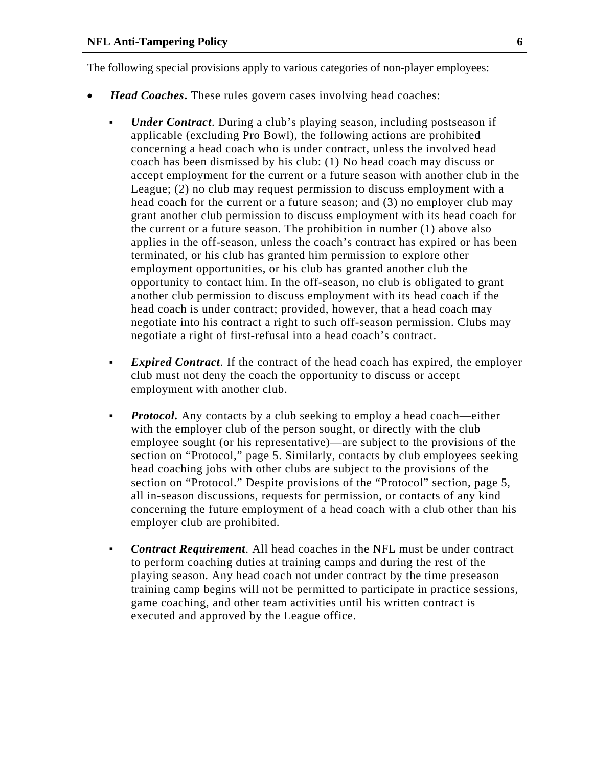The following special provisions apply to various categories of non-player employees:

- ***Head Coaches***. These rules govern cases involving head coaches:

    - ***Under Contract***. During a club's playing season, including postseason if applicable (excluding Pro Bowl), the following actions are prohibited concerning a head coach who is under contract, unless the involved head coach has been dismissed by his club: (1) No head coach may discuss or accept employment for the current or a future season with another club in the League; (2) no club may request permission to discuss employment with a head coach for the current or a future season; and (3) no employer club may grant another club permission to discuss employment with its head coach for the current or a future season. The prohibition in number (1) above also applies in the off-season, unless the coach's contract has expired or has been terminated, or his club has granted him permission to explore other employment opportunities, or his club has granted another club the opportunity to contact him. In the off-season, no club is obligated to grant another club permission to discuss employment with its head coach if the head coach is under contract; provided, however, that a head coach may negotiate into his contract a right to such off-season permission. Clubs may negotiate a right of first-refusal into a head coach's contract.

    - ***Expired Contract***. If the contract of the head coach has expired, the employer club must not deny the coach the opportunity to discuss or accept employment with another club.

    - ***Protocol***. Any contacts by a club seeking to employ a head coach—either with the employer club of the person sought, or directly with the club employee sought (or his representative)—are subject to the provisions of the section on "Protocol," page 5. Similarly, contacts by club employees seeking head coaching jobs with other clubs are subject to the provisions of the section on "Protocol." Despite provisions of the "Protocol" section, page 5, all in-season discussions, requests for permission, or contacts of any kind concerning the future employment of a head coach with a club other than his employer club are prohibited.

    - ***Contract Requirement***. All head coaches in the NFL must be under contract to perform coaching duties at training camps and during the rest of the playing season. Any head coach not under contract by the time preseason training camp begins will not be permitted to participate in practice sessions, game coaching, and other team activities until his written contract is executed and approved by the League office.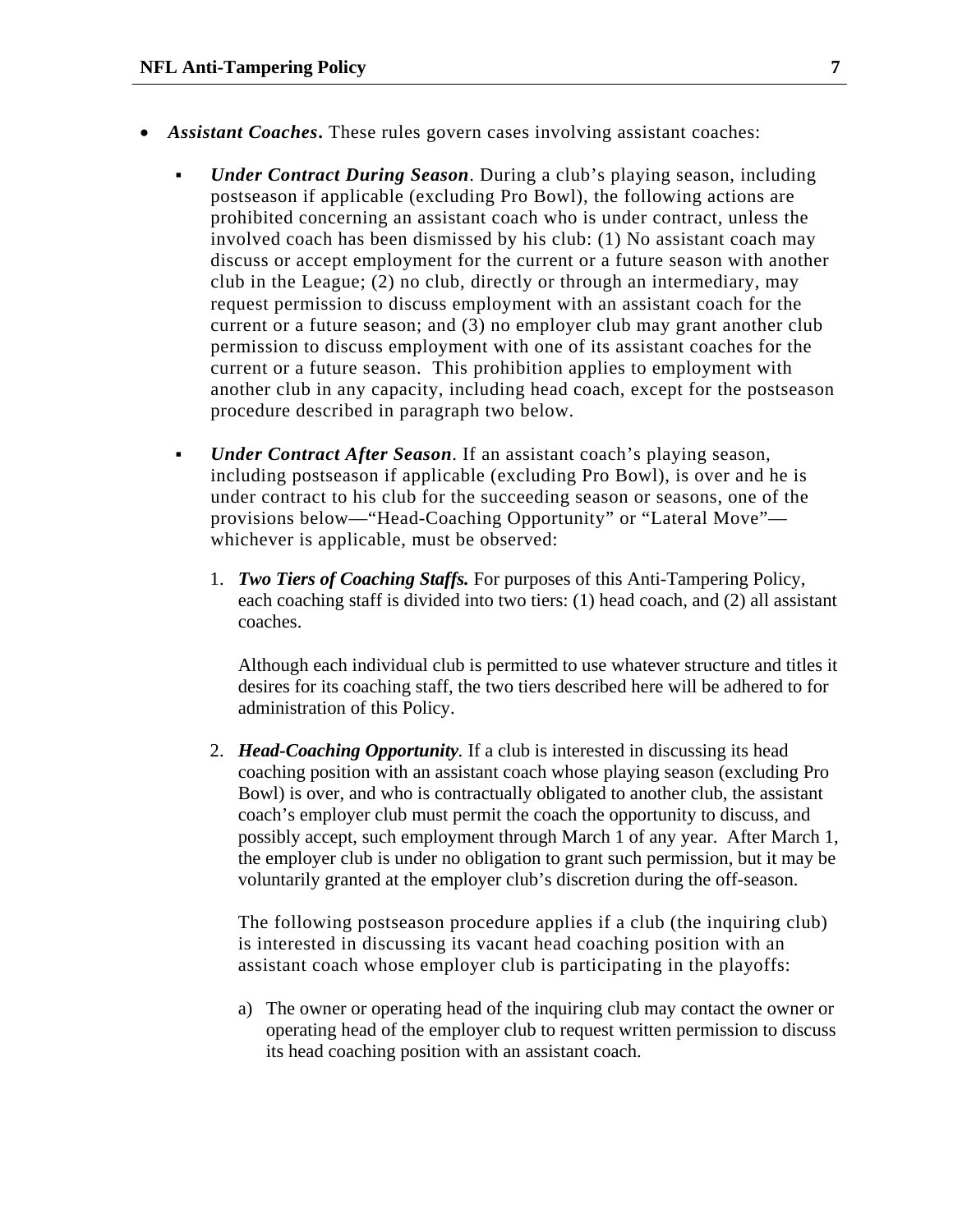- ***Assistant Coaches*.** These rules govern cases involving assistant coaches:

  - ***Under Contract During Season***. During a club's playing season, including postseason if applicable (excluding Pro Bowl), the following actions are prohibited concerning an assistant coach who is under contract, unless the involved coach has been dismissed by his club: (1) No assistant coach may discuss or accept employment for the current or a future season with another club in the League; (2) no club, directly or through an intermediary, may request permission to discuss employment with an assistant coach for the current or a future season; and (3) no employer club may grant another club permission to discuss employment with one of its assistant coaches for the current or a future season. This prohibition applies to employment with another club in any capacity, including head coach, except for the postseason procedure described in paragraph two below.

  - ***Under Contract After Season***. If an assistant coach's playing season, including postseason if applicable (excluding Pro Bowl), is over and he is under contract to his club for the succeeding season or seasons, one of the provisions below—"Head-Coaching Opportunity" or "Lateral Move"—whichever is applicable, must be observed:

    1. ***Two Tiers of Coaching Staffs.*** For purposes of this Anti-Tampering Policy, each coaching staff is divided into two tiers: (1) head coach, and (2) all assistant coaches.

       Although each individual club is permitted to use whatever structure and titles it desires for its coaching staff, the two tiers described here will be adhered to for administration of this Policy.

    2. ***Head-Coaching Opportunity.*** If a club is interested in discussing its head coaching position with an assistant coach whose playing season (excluding Pro Bowl) is over, and who is contractually obligated to another club, the assistant coach's employer club must permit the coach the opportunity to discuss, and possibly accept, such employment through March 1 of any year. After March 1, the employer club is under no obligation to grant such permission, but it may be voluntarily granted at the employer club's discretion during the off-season.

       The following postseason procedure applies if a club (the inquiring club) is interested in discussing its vacant head coaching position with an assistant coach whose employer club is participating in the playoffs:

       a) The owner or operating head of the inquiring club may contact the owner or operating head of the employer club to request written permission to discuss its head coaching position with an assistant coach.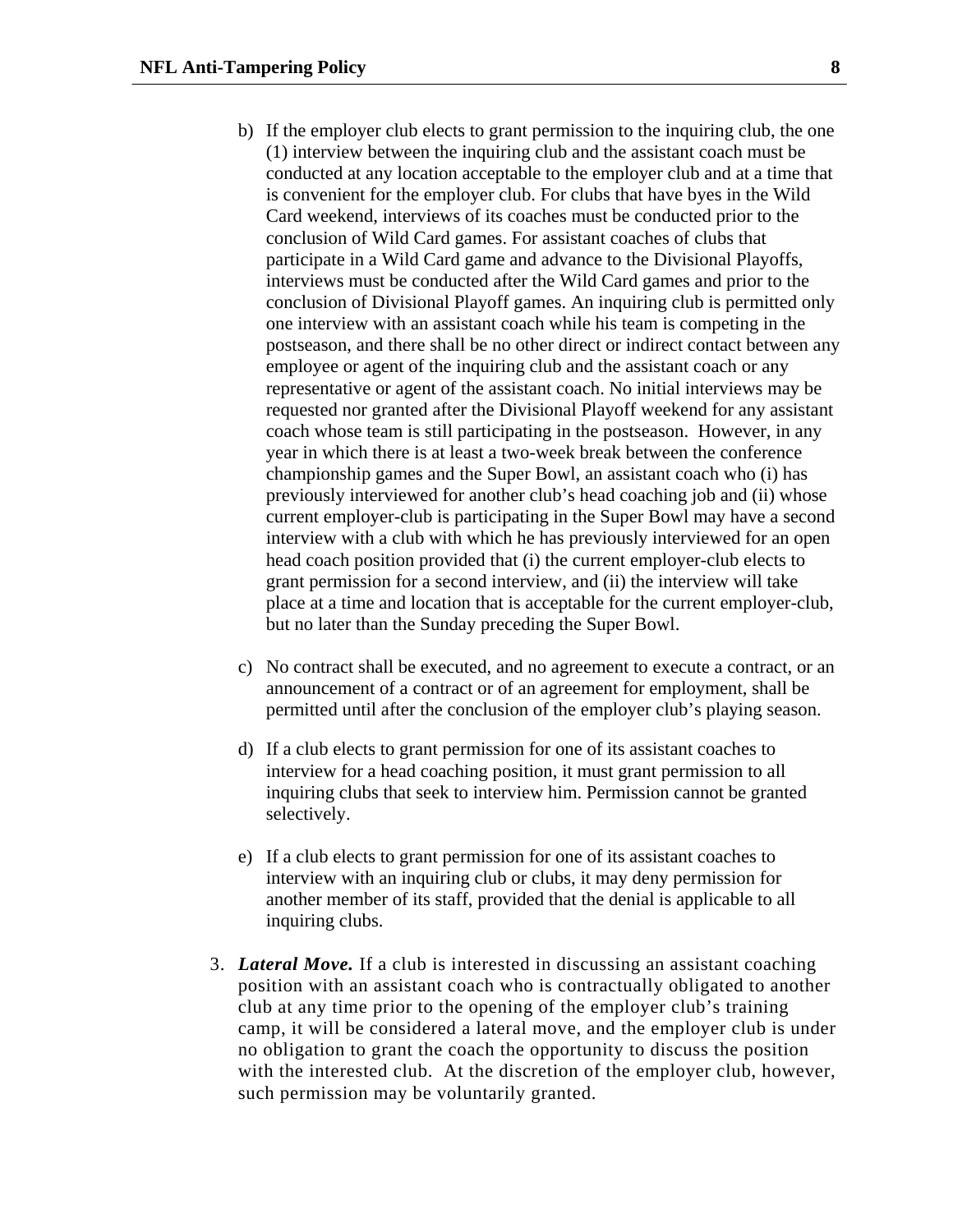b) If the employer club elects to grant permission to the inquiring club, the one (1) interview between the inquiring club and the assistant coach must be conducted at any location acceptable to the employer club and at a time that is convenient for the employer club. For clubs that have byes in the Wild Card weekend, interviews of its coaches must be conducted prior to the conclusion of Wild Card games. For assistant coaches of clubs that participate in a Wild Card game and advance to the Divisional Playoffs, interviews must be conducted after the Wild Card games and prior to the conclusion of Divisional Playoff games. An inquiring club is permitted only one interview with an assistant coach while his team is competing in the postseason, and there shall be no other direct or indirect contact between any employee or agent of the inquiring club and the assistant coach or any representative or agent of the assistant coach. No initial interviews may be requested nor granted after the Divisional Playoff weekend for any assistant coach whose team is still participating in the postseason. However, in any year in which there is at least a two-week break between the conference championship games and the Super Bowl, an assistant coach who (i) has previously interviewed for another club's head coaching job and (ii) whose current employer-club is participating in the Super Bowl may have a second interview with a club with which he has previously interviewed for an open head coach position provided that (i) the current employer-club elects to grant permission for a second interview, and (ii) the interview will take place at a time and location that is acceptable for the current employer-club, but no later than the Sunday preceding the Super Bowl.

c) No contract shall be executed, and no agreement to execute a contract, or an announcement of a contract or of an agreement for employment, shall be permitted until after the conclusion of the employer club's playing season.

d) If a club elects to grant permission for one of its assistant coaches to interview for a head coaching position, it must grant permission to all inquiring clubs that seek to interview him. Permission cannot be granted selectively.

e) If a club elects to grant permission for one of its assistant coaches to interview with an inquiring club or clubs, it may deny permission for another member of its staff, provided that the denial is applicable to all inquiring clubs.

3. ***Lateral Move.*** If a club is interested in discussing an assistant coaching position with an assistant coach who is contractually obligated to another club at any time prior to the opening of the employer club's training camp, it will be considered a lateral move, and the employer club is under no obligation to grant the coach the opportunity to discuss the position with the interested club. At the discretion of the employer club, however, such permission may be voluntarily granted.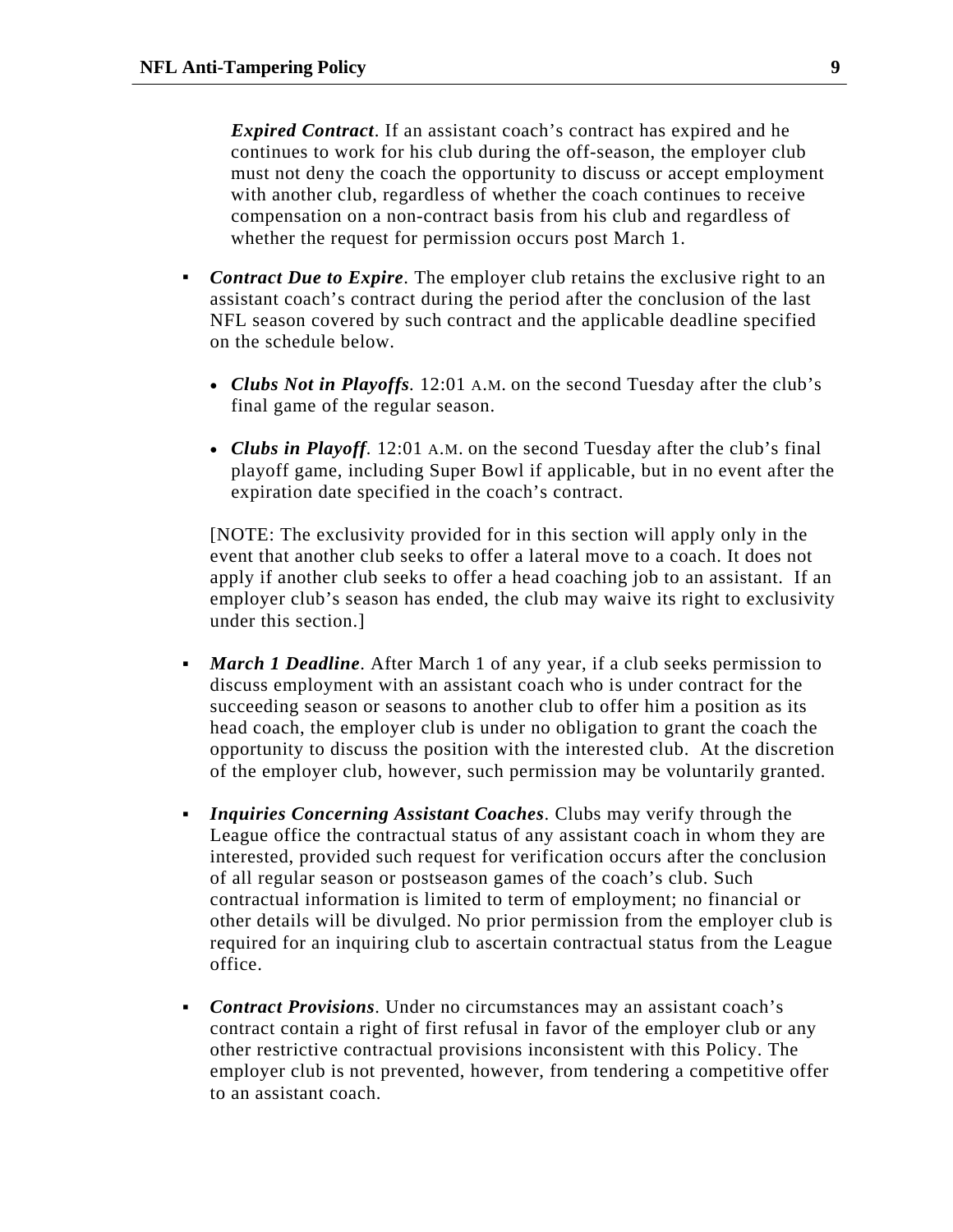*Expired Contract*. If an assistant coach's contract has expired and he continues to work for his club during the off-season, the employer club must not deny the coach the opportunity to discuss or accept employment with another club, regardless of whether the coach continues to receive compensation on a non-contract basis from his club and regardless of whether the request for permission occurs post March 1.

- ***Contract Due to Expire***. The employer club retains the exclusive right to an assistant coach's contract during the period after the conclusion of the last NFL season covered by such contract and the applicable deadline specified on the schedule below.

  - ***Clubs Not in Playoffs***. 12:01 A.M. on the second Tuesday after the club's final game of the regular season.

  - ***Clubs in Playoff***. 12:01 A.M. on the second Tuesday after the club's final playoff game, including Super Bowl if applicable, but in no event after the expiration date specified in the coach's contract.

  [NOTE: The exclusivity provided for in this section will apply only in the event that another club seeks to offer a lateral move to a coach. It does not apply if another club seeks to offer a head coaching job to an assistant. If an employer club's season has ended, the club may waive its right to exclusivity under this section.]

- ***March 1 Deadline***. After March 1 of any year, if a club seeks permission to discuss employment with an assistant coach who is under contract for the succeeding season or seasons to another club to offer him a position as its head coach, the employer club is under no obligation to grant the coach the opportunity to discuss the position with the interested club. At the discretion of the employer club, however, such permission may be voluntarily granted.

- ***Inquiries Concerning Assistant Coaches***. Clubs may verify through the League office the contractual status of any assistant coach in whom they are interested, provided such request for verification occurs after the conclusion of all regular season or postseason games of the coach's club. Such contractual information is limited to term of employment; no financial or other details will be divulged. No prior permission from the employer club is required for an inquiring club to ascertain contractual status from the League office.

- ***Contract Provisions***. Under no circumstances may an assistant coach's contract contain a right of first refusal in favor of the employer club or any other restrictive contractual provisions inconsistent with this Policy. The employer club is not prevented, however, from tendering a competitive offer to an assistant coach.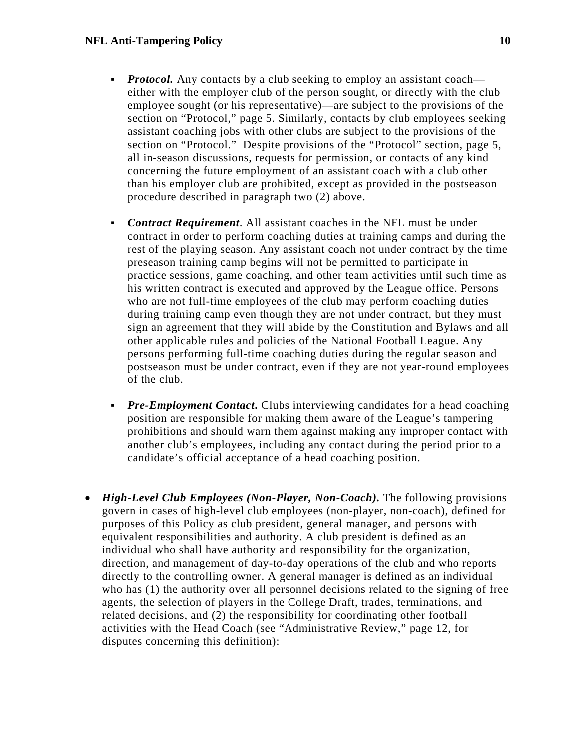- ***Protocol.*** Any contacts by a club seeking to employ an assistant coach—either with the employer club of the person sought, or directly with the club employee sought (or his representative)—are subject to the provisions of the section on "Protocol," page 5. Similarly, contacts by club employees seeking assistant coaching jobs with other clubs are subject to the provisions of the section on "Protocol." Despite provisions of the "Protocol" section, page 5, all in-season discussions, requests for permission, or contacts of any kind concerning the future employment of an assistant coach with a club other than his employer club are prohibited, except as provided in the postseason procedure described in paragraph two (2) above.

- ***Contract Requirement***. All assistant coaches in the NFL must be under contract in order to perform coaching duties at training camps and during the rest of the playing season. Any assistant coach not under contract by the time preseason training camp begins will not be permitted to participate in practice sessions, game coaching, and other team activities until such time as his written contract is executed and approved by the League office. Persons who are not full-time employees of the club may perform coaching duties during training camp even though they are not under contract, but they must sign an agreement that they will abide by the Constitution and Bylaws and all other applicable rules and policies of the National Football League. Any persons performing full-time coaching duties during the regular season and postseason must be under contract, even if they are not year-round employees of the club.

- ***Pre-Employment Contact***. Clubs interviewing candidates for a head coaching position are responsible for making them aware of the League's tampering prohibitions and should warn them against making any improper contact with another club's employees, including any contact during the period prior to a candidate's official acceptance of a head coaching position.

- ***High-Level Club Employees (Non-Player, Non-Coach).*** The following provisions govern in cases of high-level club employees (non-player, non-coach), defined for purposes of this Policy as club president, general manager, and persons with equivalent responsibilities and authority. A club president is defined as an individual who shall have authority and responsibility for the organization, direction, and management of day-to-day operations of the club and who reports directly to the controlling owner. A general manager is defined as an individual who has (1) the authority over all personnel decisions related to the signing of free agents, the selection of players in the College Draft, trades, terminations, and related decisions, and (2) the responsibility for coordinating other football activities with the Head Coach (see "Administrative Review," page 12, for disputes concerning this definition):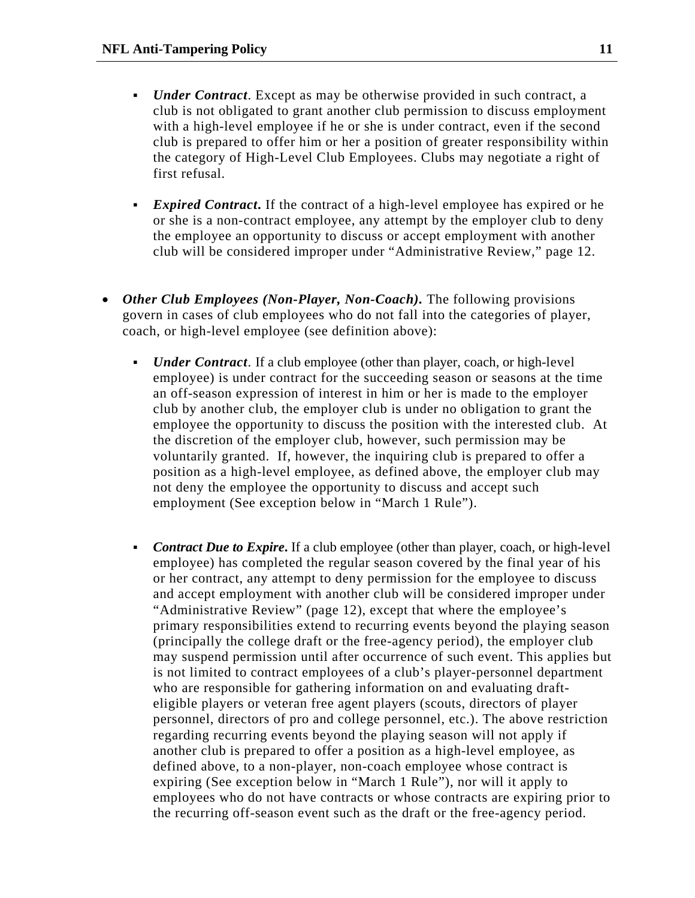- ***Under Contract***. Except as may be otherwise provided in such contract, a club is not obligated to grant another club permission to discuss employment with a high-level employee if he or she is under contract, even if the second club is prepared to offer him or her a position of greater responsibility within the category of High-Level Club Employees. Clubs may negotiate a right of first refusal.

- ***Expired Contract*.** If the contract of a high-level employee has expired or he or she is a non-contract employee, any attempt by the employer club to deny the employee an opportunity to discuss or accept employment with another club will be considered improper under "Administrative Review," page 12.

- ***Other Club Employees (Non-Player, Non-Coach)*.** The following provisions govern in cases of club employees who do not fall into the categories of player, coach, or high-level employee (see definition above):

  - ***Under Contract***. If a club employee (other than player, coach, or high-level employee) is under contract for the succeeding season or seasons at the time an off-season expression of interest in him or her is made to the employer club by another club, the employer club is under no obligation to grant the employee the opportunity to discuss the position with the interested club. At the discretion of the employer club, however, such permission may be voluntarily granted. If, however, the inquiring club is prepared to offer a position as a high-level employee, as defined above, the employer club may not deny the employee the opportunity to discuss and accept such employment (See exception below in "March 1 Rule").

  - ***Contract Due to Expire*.** If a club employee (other than player, coach, or high-level employee) has completed the regular season covered by the final year of his or her contract, any attempt to deny permission for the employee to discuss and accept employment with another club will be considered improper under "Administrative Review" (page 12), except that where the employee's primary responsibilities extend to recurring events beyond the playing season (principally the college draft or the free-agency period), the employer club may suspend permission until after occurrence of such event. This applies but is not limited to contract employees of a club's player-personnel department who are responsible for gathering information on and evaluating draft-eligible players or veteran free agent players (scouts, directors of player personnel, directors of pro and college personnel, etc.). The above restriction regarding recurring events beyond the playing season will not apply if another club is prepared to offer a position as a high-level employee, as defined above, to a non-player, non-coach employee whose contract is expiring (See exception below in "March 1 Rule"), nor will it apply to employees who do not have contracts or whose contracts are expiring prior to the recurring off-season event such as the draft or the free-agency period.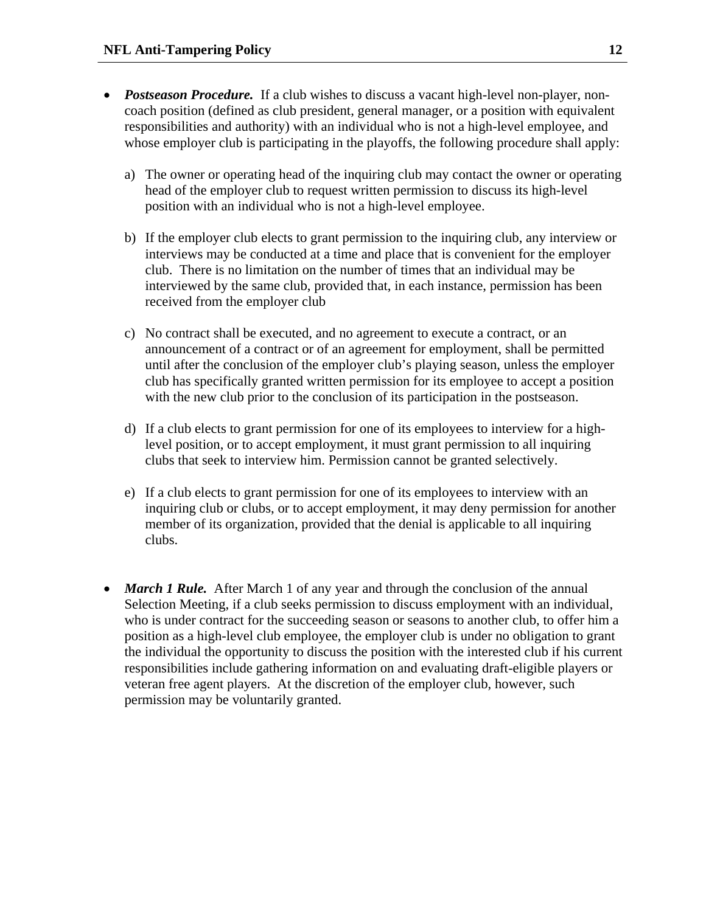- ***Postseason Procedure.*** If a club wishes to discuss a vacant high-level non-player, non-coach position (defined as club president, general manager, or a position with equivalent responsibilities and authority) with an individual who is not a high-level employee, and whose employer club is participating in the playoffs, the following procedure shall apply:

  a) The owner or operating head of the inquiring club may contact the owner or operating head of the employer club to request written permission to discuss its high-level position with an individual who is not a high-level employee.

  b) If the employer club elects to grant permission to the inquiring club, any interview or interviews may be conducted at a time and place that is convenient for the employer club. There is no limitation on the number of times that an individual may be interviewed by the same club, provided that, in each instance, permission has been received from the employer club

  c) No contract shall be executed, and no agreement to execute a contract, or an announcement of a contract or of an agreement for employment, shall be permitted until after the conclusion of the employer club's playing season, unless the employer club has specifically granted written permission for its employee to accept a position with the new club prior to the conclusion of its participation in the postseason.

  d) If a club elects to grant permission for one of its employees to interview for a high-level position, or to accept employment, it must grant permission to all inquiring clubs that seek to interview him. Permission cannot be granted selectively.

  e) If a club elects to grant permission for one of its employees to interview with an inquiring club or clubs, or to accept employment, it may deny permission for another member of its organization, provided that the denial is applicable to all inquiring clubs.

- ***March 1 Rule.*** After March 1 of any year and through the conclusion of the annual Selection Meeting, if a club seeks permission to discuss employment with an individual, who is under contract for the succeeding season or seasons to another club, to offer him a position as a high-level club employee, the employer club is under no obligation to grant the individual the opportunity to discuss the position with the interested club if his current responsibilities include gathering information on and evaluating draft-eligible players or veteran free agent players. At the discretion of the employer club, however, such permission may be voluntarily granted.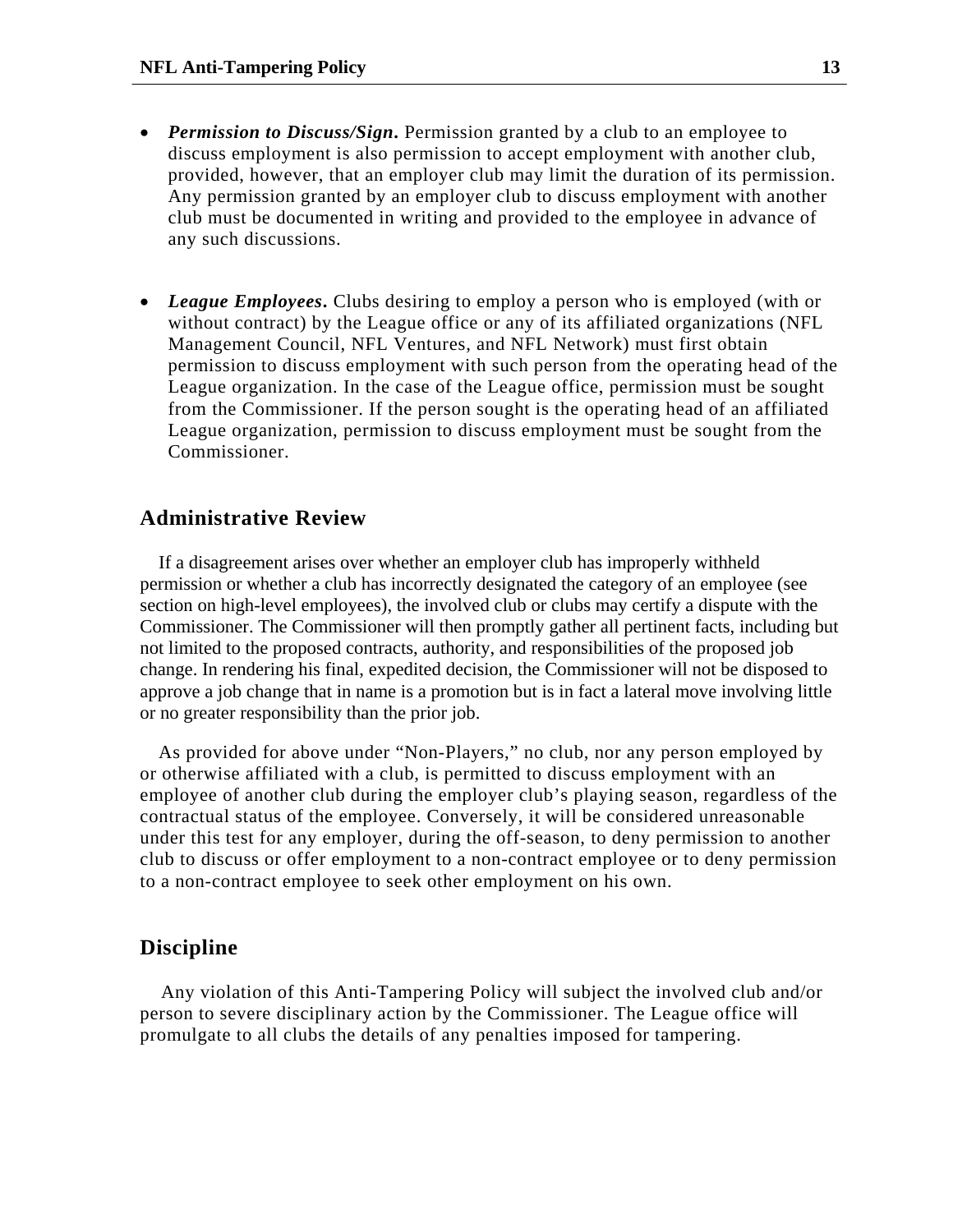- ***Permission to Discuss/Sign.*** Permission granted by a club to an employee to discuss employment is also permission to accept employment with another club, provided, however, that an employer club may limit the duration of its permission. Any permission granted by an employer club to discuss employment with another club must be documented in writing and provided to the employee in advance of any such discussions.

- ***League Employees.*** Clubs desiring to employ a person who is employed (with or without contract) by the League office or any of its affiliated organizations (NFL Management Council, NFL Ventures, and NFL Network) must first obtain permission to discuss employment with such person from the operating head of the League organization. In the case of the League office, permission must be sought from the Commissioner. If the person sought is the operating head of an affiliated League organization, permission to discuss employment must be sought from the Commissioner.

## Administrative Review

If a disagreement arises over whether an employer club has improperly withheld permission or whether a club has incorrectly designated the category of an employee (see section on high-level employees), the involved club or clubs may certify a dispute with the Commissioner. The Commissioner will then promptly gather all pertinent facts, including but not limited to the proposed contracts, authority, and responsibilities of the proposed job change. In rendering his final, expedited decision, the Commissioner will not be disposed to approve a job change that in name is a promotion but is in fact a lateral move involving little or no greater responsibility than the prior job.

As provided for above under "Non-Players," no club, nor any person employed by or otherwise affiliated with a club, is permitted to discuss employment with an employee of another club during the employer club's playing season, regardless of the contractual status of the employee. Conversely, it will be considered unreasonable under this test for any employer, during the off-season, to deny permission to another club to discuss or offer employment to a non-contract employee or to deny permission to a non-contract employee to seek other employment on his own.

## Discipline

Any violation of this Anti-Tampering Policy will subject the involved club and/or person to severe disciplinary action by the Commissioner. The League office will promulgate to all clubs the details of any penalties imposed for tampering.